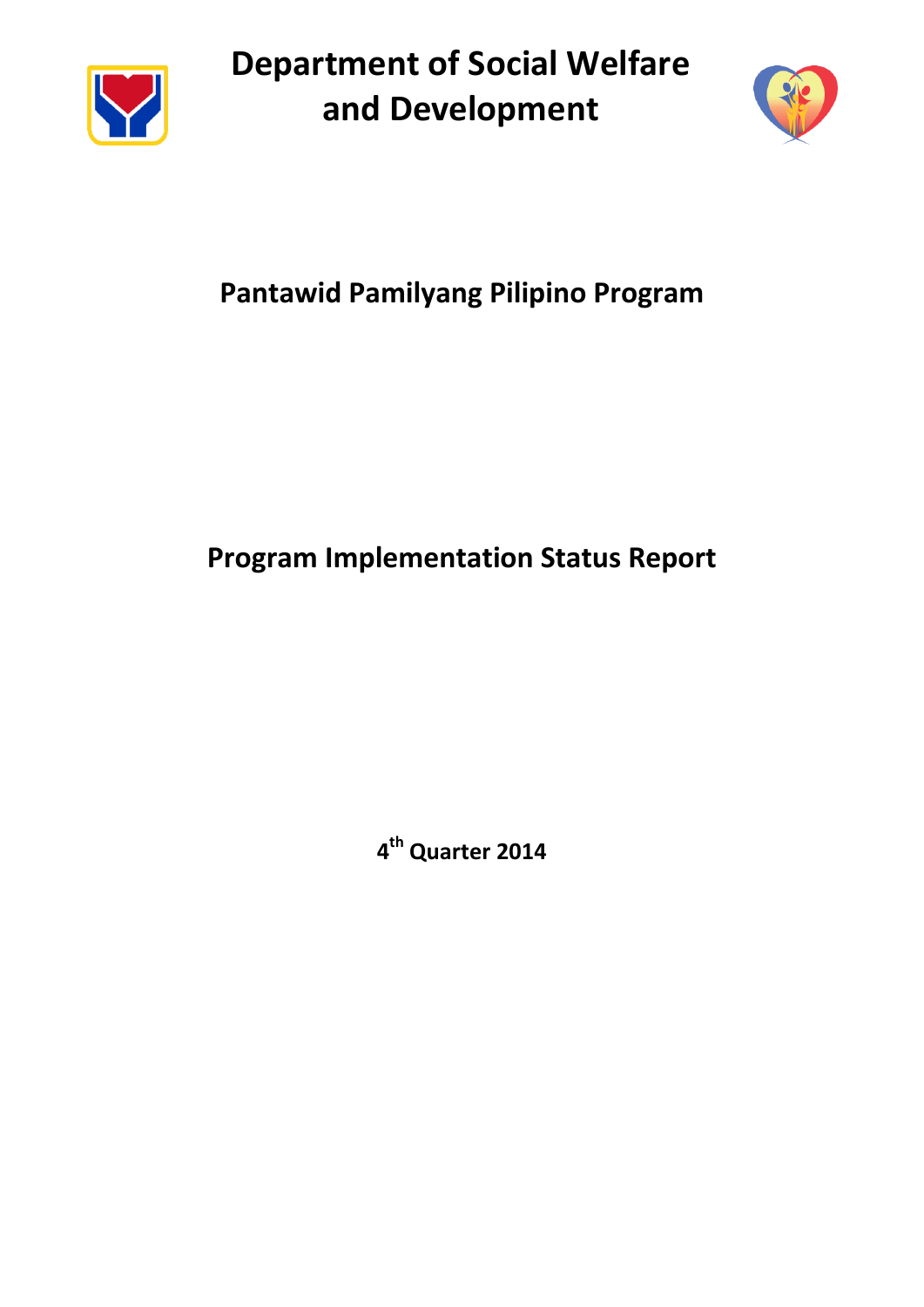# Department of Social Welfare and Development

## Pantawid Pamilyang Pilipino Program

## Program Implementation Status Report

**4th Quarter 2014**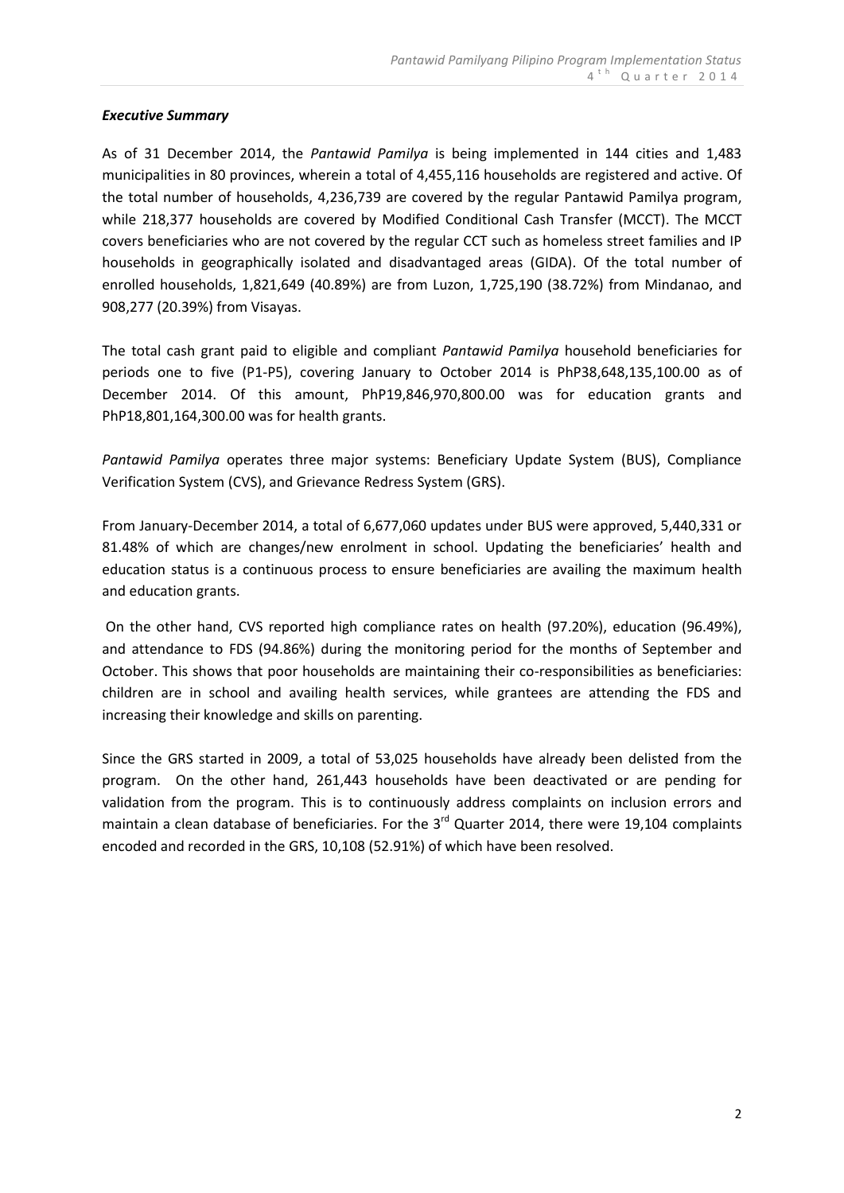***Executive Summary***

As of 31 December 2014, the *Pantawid Pamilya* is being implemented in 144 cities and 1,483 municipalities in 80 provinces, wherein a total of 4,455,116 households are registered and active. Of the total number of households, 4,236,739 are covered by the regular Pantawid Pamilya program, while 218,377 households are covered by Modified Conditional Cash Transfer (MCCT). The MCCT covers beneficiaries who are not covered by the regular CCT such as homeless street families and IP households in geographically isolated and disadvantaged areas (GIDA). Of the total number of enrolled households, 1,821,649 (40.89%) are from Luzon, 1,725,190 (38.72%) from Mindanao, and 908,277 (20.39%) from Visayas.

The total cash grant paid to eligible and compliant *Pantawid Pamilya* household beneficiaries for periods one to five (P1-P5), covering January to October 2014 is PhP38,648,135,100.00 as of December 2014. Of this amount, PhP19,846,970,800.00 was for education grants and PhP18,801,164,300.00 was for health grants.

*Pantawid Pamilya* operates three major systems: Beneficiary Update System (BUS), Compliance Verification System (CVS), and Grievance Redress System (GRS).

From January-December 2014, a total of 6,677,060 updates under BUS were approved, 5,440,331 or 81.48% of which are changes/new enrolment in school. Updating the beneficiaries' health and education status is a continuous process to ensure beneficiaries are availing the maximum health and education grants.

On the other hand, CVS reported high compliance rates on health (97.20%), education (96.49%), and attendance to FDS (94.86%) during the monitoring period for the months of September and October. This shows that poor households are maintaining their co-responsibilities as beneficiaries: children are in school and availing health services, while grantees are attending the FDS and increasing their knowledge and skills on parenting.

Since the GRS started in 2009, a total of 53,025 households have already been delisted from the program. On the other hand, 261,443 households have been deactivated or are pending for validation from the program. This is to continuously address complaints on inclusion errors and maintain a clean database of beneficiaries. For the 3rd Quarter 2014, there were 19,104 complaints encoded and recorded in the GRS, 10,108 (52.91%) of which have been resolved.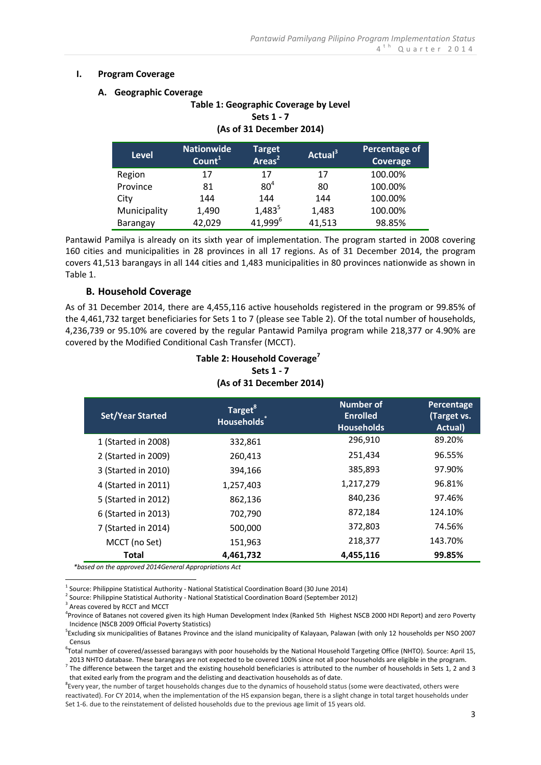## I. Program Coverage

### A. Geographic Coverage

**Table 1: Geographic Coverage by Level**
**Sets 1 - 7**
**(As of 31 December 2014)**

| Level | Nationwide Count[1] | Target Areas[2] | Actual[3] | Percentage of Coverage |
|---|---|---|---|---|
| Region | 17 | 17 | 17 | 100.00% |
| Province | 81 | 80[4] | 80 | 100.00% |
| City | 144 | 144 | 144 | 100.00% |
| Municipality | 1,490 | 1,483[5] | 1,483 | 100.00% |
| Barangay | 42,029 | 41,999[6] | 41,513 | 98.85% |

Pantawid Pamilya is already on its sixth year of implementation. The program started in 2008 covering 160 cities and municipalities in 28 provinces in all 17 regions. As of 31 December 2014, the program covers 41,513 barangays in all 144 cities and 1,483 municipalities in 80 provinces nationwide as shown in Table 1.

### B. Household Coverage

As of 31 December 2014, there are 4,455,116 active households registered in the program or 99.85% of the 4,461,732 target beneficiaries for Sets 1 to 7 (please see Table 2). Of the total number of households, 4,236,739 or 95.10% are covered by the regular Pantawid Pamilya program while 218,377 or 4.90% are covered by the Modified Conditional Cash Transfer (MCCT).

**Table 2: Household Coverage[7]**
**Sets 1 - 7**
**(As of 31 December 2014)**

| Set/Year Started | Target[8] Households* | Number of Enrolled Households | Percentage (Target vs. Actual) |
|---|---|---|---|
| 1 (Started in 2008) | 332,861 | 296,910 | 89.20% |
| 2 (Started in 2009) | 260,413 | 251,434 | 96.55% |
| 3 (Started in 2010) | 394,166 | 385,893 | 97.90% |
| 4 (Started in 2011) | 1,257,403 | 1,217,279 | 96.81% |
| 5 (Started in 2012) | 862,136 | 840,236 | 97.46% |
| 6 (Started in 2013) | 702,790 | 872,184 | 124.10% |
| 7 (Started in 2014) | 500,000 | 372,803 | 74.56% |
| MCCT (no Set) | 151,963 | 218,377 | 143.70% |
| **Total** | **4,461,732** | **4,455,116** | **99.85%** |

*\*based on the approved 2014General Appropriations Act*

[1] Source: Philippine Statistical Authority - National Statistical Coordination Board (30 June 2014)

[2] Source: Philippine Statistical Authority - National Statistical Coordination Board (September 2012)

[3] Areas covered by RCCT and MCCT

[4] Province of Batanes not covered given its high Human Development Index (Ranked 5th Highest NSCB 2000 HDI Report) and zero Poverty Incidence (NSCB 2009 Official Poverty Statistics)

[5] Excluding six municipalities of Batanes Province and the island municipality of Kalayaan, Palawan (with only 12 households per NSO 2007 Census

[6] Total number of covered/assessed barangays with poor households by the National Household Targeting Office (NHTO). Source: April 15, 2013 NHTO database. These barangays are not expected to be covered 100% since not all poor households are eligible in the program.

[7] The difference between the target and the existing household beneficiaries is attributed to the number of households in Sets 1, 2 and 3 that exited early from the program and the delisting and deactivation households as of date.

[8] Every year, the number of target households changes due to the dynamics of household status (some were deactivated, others were reactivated). For CY 2014, when the implementation of the HS expansion began, there is a slight change in total target households under Set 1-6. due to the reinstatement of delisted households due to the previous age limit of 15 years old.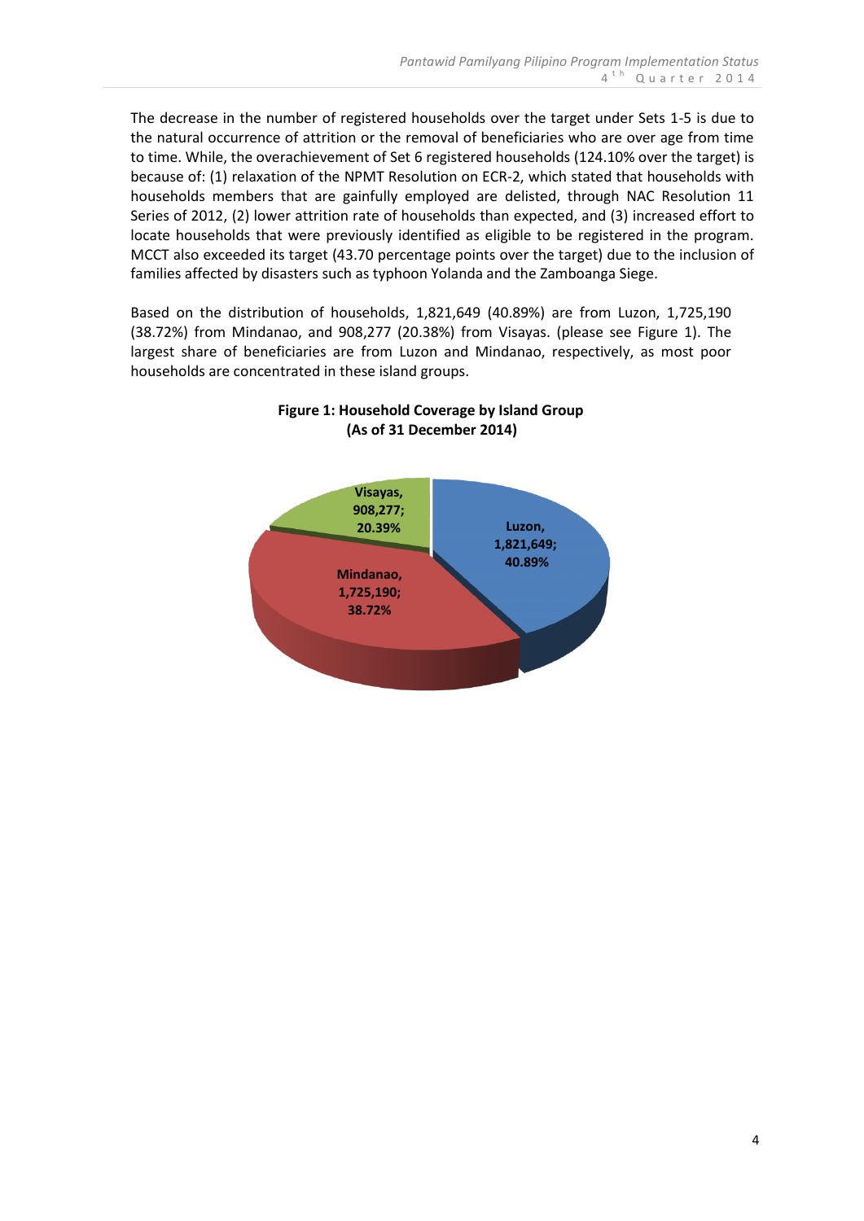The decrease in the number of registered households over the target under Sets 1-5 is due to the natural occurrence of attrition or the removal of beneficiaries who are over age from time to time. While, the overachievement of Set 6 registered households (124.10% over the target) is because of: (1) relaxation of the NPMT Resolution on ECR-2, which stated that households with households members that are gainfully employed are delisted, through NAC Resolution 11 Series of 2012, (2) lower attrition rate of households than expected, and (3) increased effort to locate households that were previously identified as eligible to be registered in the program. MCCT also exceeded its target (43.70 percentage points over the target) due to the inclusion of families affected by disasters such as typhoon Yolanda and the Zamboanga Siege.

Based on the distribution of households, 1,821,649 (40.89%) are from Luzon, 1,725,190 (38.72%) from Mindanao, and 908,277 (20.38%) from Visayas. (please see Figure 1). The largest share of beneficiaries are from Luzon and Mindanao, respectively, as most poor households are concentrated in these island groups.

**Figure 1: Household Coverage by Island Group (As of 31 December 2014)**

| Island Group | Households | Percentage |
|---|---|---|
| Luzon | 1,821,649 | 40.89% |
| Mindanao | 1,725,190 | 38.72% |
| Visayas | 908,277 | 20.39% |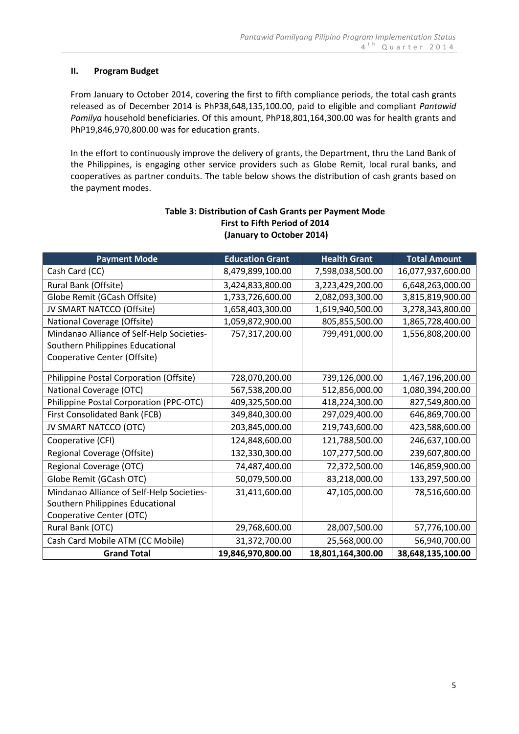## II. Program Budget

From January to October 2014, covering the first to fifth compliance periods, the total cash grants released as of December 2014 is PhP38,648,135,100.00, paid to eligible and compliant *Pantawid Pamilya* household beneficiaries. Of this amount, PhP18,801,164,300.00 was for health grants and PhP19,846,970,800.00 was for education grants.

In the effort to continuously improve the delivery of grants, the Department, thru the Land Bank of the Philippines, is engaging other service providers such as Globe Remit, local rural banks, and cooperatives as partner conduits. The table below shows the distribution of cash grants based on the payment modes.

**Table 3: Distribution of Cash Grants per Payment Mode**
**First to Fifth Period of 2014**
**(January to October 2014)**

| Payment Mode | Education Grant | Health Grant | Total Amount |
|---|---|---|---|
| Cash Card (CC) | 8,479,899,100.00 | 7,598,038,500.00 | 16,077,937,600.00 |
| Rural Bank (Offsite) | 3,424,833,800.00 | 3,223,429,200.00 | 6,648,263,000.00 |
| Globe Remit (GCash Offsite) | 1,733,726,600.00 | 2,082,093,300.00 | 3,815,819,900.00 |
| JV SMART NATCCO (Offsite) | 1,658,403,300.00 | 1,619,940,500.00 | 3,278,343,800.00 |
| National Coverage (Offsite) | 1,059,872,900.00 | 805,855,500.00 | 1,865,728,400.00 |
| Mindanao Alliance of Self-Help Societies-Southern Philippines Educational Cooperative Center (Offsite) | 757,317,200.00 | 799,491,000.00 | 1,556,808,200.00 |
| Philippine Postal Corporation (Offsite) | 728,070,200.00 | 739,126,000.00 | 1,467,196,200.00 |
| National Coverage (OTC) | 567,538,200.00 | 512,856,000.00 | 1,080,394,200.00 |
| Philippine Postal Corporation (PPC-OTC) | 409,325,500.00 | 418,224,300.00 | 827,549,800.00 |
| First Consolidated Bank (FCB) | 349,840,300.00 | 297,029,400.00 | 646,869,700.00 |
| JV SMART NATCCO (OTC) | 203,845,000.00 | 219,743,600.00 | 423,588,600.00 |
| Cooperative (CFI) | 124,848,600.00 | 121,788,500.00 | 246,637,100.00 |
| Regional Coverage (Offsite) | 132,330,300.00 | 107,277,500.00 | 239,607,800.00 |
| Regional Coverage (OTC) | 74,487,400.00 | 72,372,500.00 | 146,859,900.00 |
| Globe Remit (GCash OTC) | 50,079,500.00 | 83,218,000.00 | 133,297,500.00 |
| Mindanao Alliance of Self-Help Societies-Southern Philippines Educational Cooperative Center (OTC) | 31,411,600.00 | 47,105,000.00 | 78,516,600.00 |
| Rural Bank (OTC) | 29,768,600.00 | 28,007,500.00 | 57,776,100.00 |
| Cash Card Mobile ATM (CC Mobile) | 31,372,700.00 | 25,568,000.00 | 56,940,700.00 |
| **Grand Total** | **19,846,970,800.00** | **18,801,164,300.00** | **38,648,135,100.00** |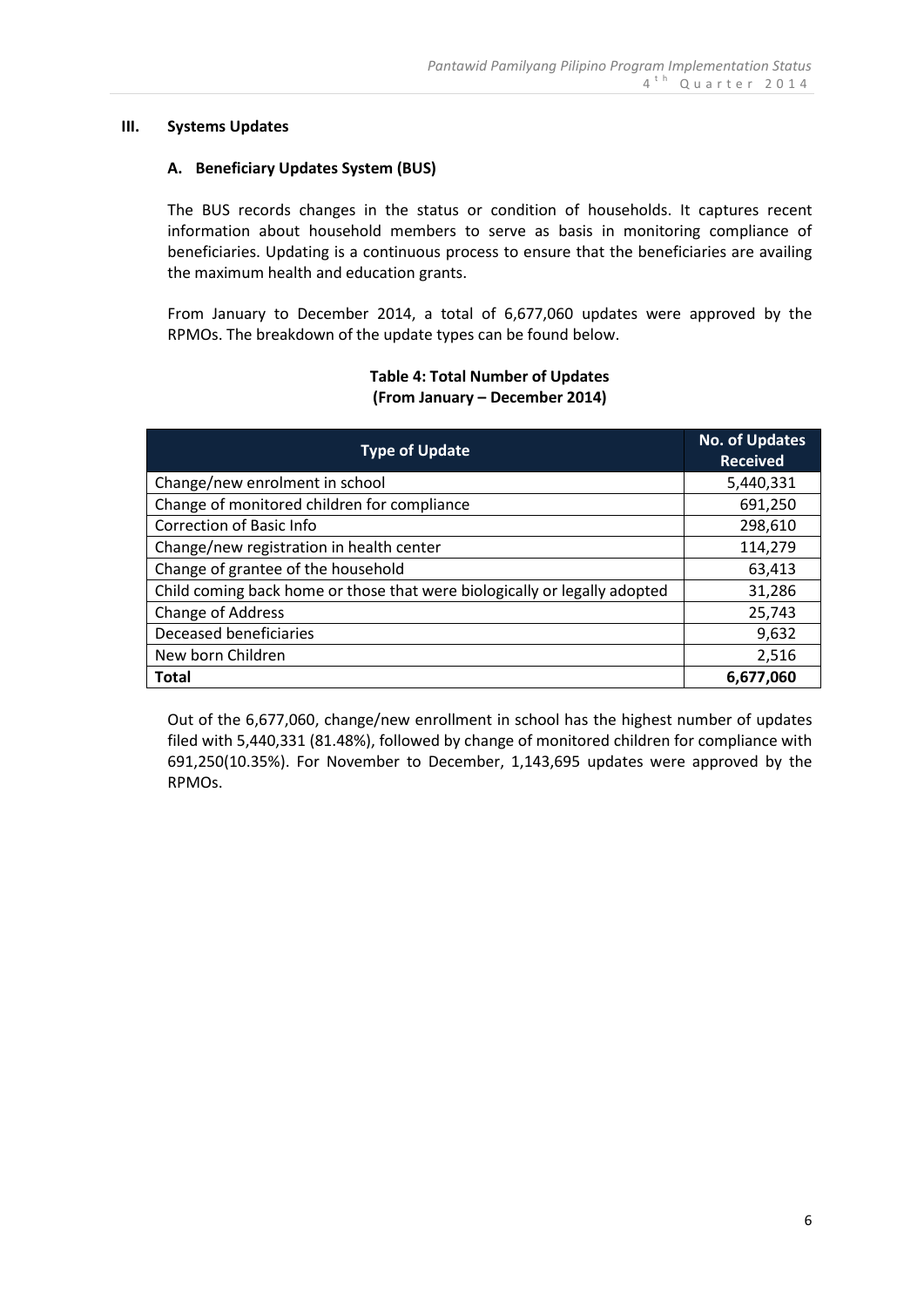## III. Systems Updates

### A. Beneficiary Updates System (BUS)

The BUS records changes in the status or condition of households. It captures recent information about household members to serve as basis in monitoring compliance of beneficiaries. Updating is a continuous process to ensure that the beneficiaries are availing the maximum health and education grants.

From January to December 2014, a total of 6,677,060 updates were approved by the RPMOs. The breakdown of the update types can be found below.

**Table 4: Total Number of Updates (From January – December 2014)**

| Type of Update | No. of Updates Received |
|---|---|
| Change/new enrolment in school | 5,440,331 |
| Change of monitored children for compliance | 691,250 |
| Correction of Basic Info | 298,610 |
| Change/new registration in health center | 114,279 |
| Change of grantee of the household | 63,413 |
| Child coming back home or those that were biologically or legally adopted | 31,286 |
| Change of Address | 25,743 |
| Deceased beneficiaries | 9,632 |
| New born Children | 2,516 |
| **Total** | **6,677,060** |

Out of the 6,677,060, change/new enrollment in school has the highest number of updates filed with 5,440,331 (81.48%), followed by change of monitored children for compliance with 691,250(10.35%). For November to December, 1,143,695 updates were approved by the RPMOs.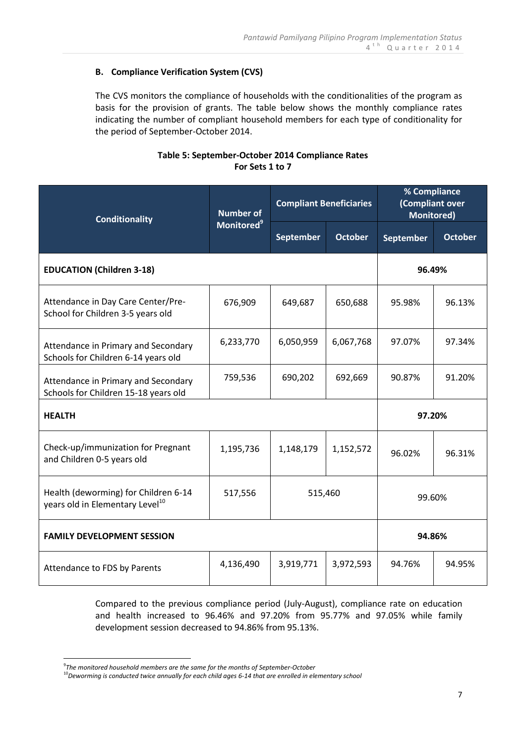### B. Compliance Verification System (CVS)

The CVS monitors the compliance of households with the conditionalities of the program as basis for the provision of grants. The table below shows the monthly compliance rates indicating the number of compliant household members for each type of conditionality for the period of September-October 2014.

**Table 5: September-October 2014 Compliance Rates For Sets 1 to 7**

| Conditionality | Number of Monitored[9] | Compliant Beneficiaries | | % Compliance (Compliant over Monitored) | |
|---|---|---|---|---|---|
| | | September | October | September | October |
| **EDUCATION (Children 3-18)** | | | | **96.49%** | |
| Attendance in Day Care Center/Pre-School for Children 3-5 years old | 676,909 | 649,687 | 650,688 | 95.98% | 96.13% |
| Attendance in Primary and Secondary Schools for Children 6-14 years old | 6,233,770 | 6,050,959 | 6,067,768 | 97.07% | 97.34% |
| Attendance in Primary and Secondary Schools for Children 15-18 years old | 759,536 | 690,202 | 692,669 | 90.87% | 91.20% |
| **HEALTH** | | | | **97.20%** | |
| Check-up/immunization for Pregnant and Children 0-5 years old | 1,195,736 | 1,148,179 | 1,152,572 | 96.02% | 96.31% |
| Health (deworming) for Children 6-14 years old in Elementary Level[10] | 517,556 | 515,460 | | 99.60% | |
| **FAMILY DEVELOPMENT SESSION** | | | | **94.86%** | |
| Attendance to FDS by Parents | 4,136,490 | 3,919,771 | 3,972,593 | 94.76% | 94.95% |

Compared to the previous compliance period (July-August), compliance rate on education and health increased to 96.46% and 97.20% from 95.77% and 97.05% while family development session decreased to 94.86% from 95.13%.

[9] *The monitored household members are the same for the months of September-October*

[10] *Deworming is conducted twice annually for each child ages 6-14 that are enrolled in elementary school*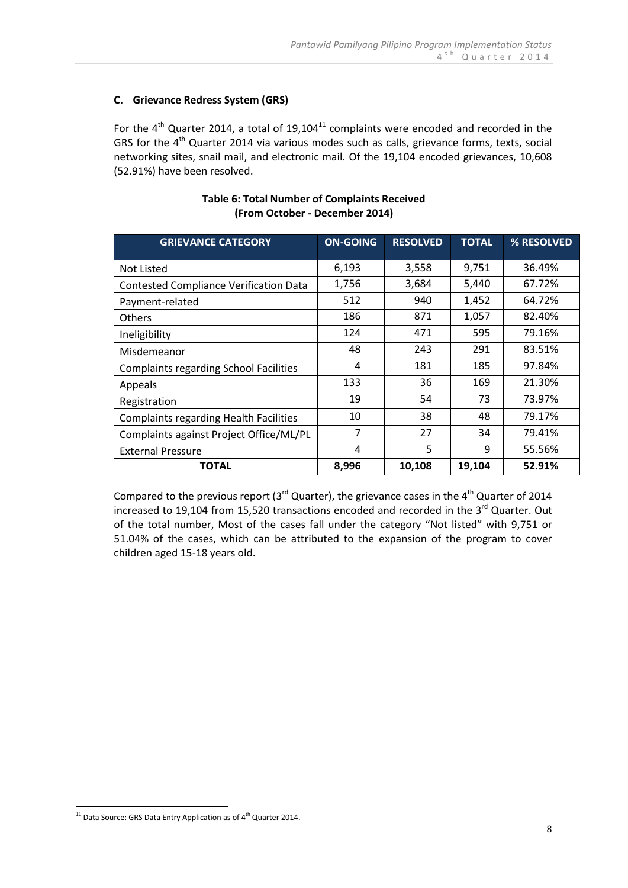### C. Grievance Redress System (GRS)

For the 4th Quarter 2014, a total of 19,104[11] complaints were encoded and recorded in the GRS for the 4th Quarter 2014 via various modes such as calls, grievance forms, texts, social networking sites, snail mail, and electronic mail. Of the 19,104 encoded grievances, 10,608 (52.91%) have been resolved.

**Table 6: Total Number of Complaints Received (From October - December 2014)**

| GRIEVANCE CATEGORY | ON-GOING | RESOLVED | TOTAL | % RESOLVED |
|---|---|---|---|---|
| Not Listed | 6,193 | 3,558 | 9,751 | 36.49% |
| Contested Compliance Verification Data | 1,756 | 3,684 | 5,440 | 67.72% |
| Payment-related | 512 | 940 | 1,452 | 64.72% |
| Others | 186 | 871 | 1,057 | 82.40% |
| Ineligibility | 124 | 471 | 595 | 79.16% |
| Misdemeanor | 48 | 243 | 291 | 83.51% |
| Complaints regarding School Facilities | 4 | 181 | 185 | 97.84% |
| Appeals | 133 | 36 | 169 | 21.30% |
| Registration | 19 | 54 | 73 | 73.97% |
| Complaints regarding Health Facilities | 10 | 38 | 48 | 79.17% |
| Complaints against Project Office/ML/PL | 7 | 27 | 34 | 79.41% |
| External Pressure | 4 | 5 | 9 | 55.56% |
| **TOTAL** | **8,996** | **10,108** | **19,104** | **52.91%** |

Compared to the previous report (3rd Quarter), the grievance cases in the 4th Quarter of 2014 increased to 19,104 from 15,520 transactions encoded and recorded in the 3rd Quarter. Out of the total number, Most of the cases fall under the category "Not listed" with 9,751 or 51.04% of the cases, which can be attributed to the expansion of the program to cover children aged 15-18 years old.

[11] Data Source: GRS Data Entry Application as of 4th Quarter 2014.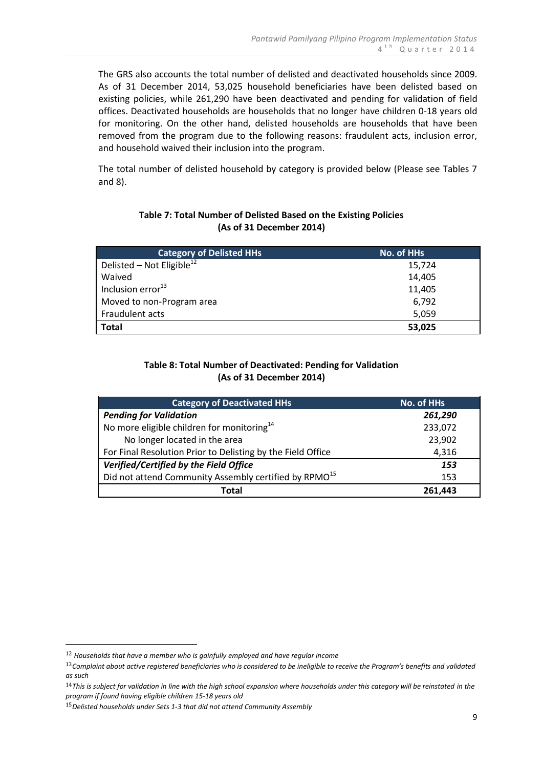The GRS also accounts the total number of delisted and deactivated households since 2009. As of 31 December 2014, 53,025 household beneficiaries have been delisted based on existing policies, while 261,290 have been deactivated and pending for validation of field offices. Deactivated households are households that no longer have children 0-18 years old for monitoring. On the other hand, delisted households are households that have been removed from the program due to the following reasons: fraudulent acts, inclusion error, and household waived their inclusion into the program.

The total number of delisted household by category is provided below (Please see Tables 7 and 8).

**Table 7: Total Number of Delisted Based on the Existing Policies (As of 31 December 2014)**

| Category of Delisted HHs | No. of HHs |
|---|---|
| Delisted – Not Eligible[12] | 15,724 |
| Waived | 14,405 |
| Inclusion error[13] | 11,405 |
| Moved to non-Program area | 6,792 |
| Fraudulent acts | 5,059 |
| **Total** | **53,025** |

**Table 8: Total Number of Deactivated: Pending for Validation (As of 31 December 2014)**

| Category of Deactivated HHs | No. of HHs |
|---|---|
| ***Pending for Validation*** | ***261,290*** |
| No more eligible children for monitoring[14] | 233,072 |
| No longer located in the area | 23,902 |
| For Final Resolution Prior to Delisting by the Field Office | 4,316 |
| ***Verified/Certified by the Field Office*** | ***153*** |
| Did not attend Community Assembly certified by RPMO[15] | 153 |
| **Total** | **261,443** |

---

[12] *Households that have a member who is gainfully employed and have regular income*

[13] *Complaint about active registered beneficiaries who is considered to be ineligible to receive the Program's benefits and validated as such*

[14] *This is subject for validation in line with the high school expansion where households under this category will be reinstated in the program if found having eligible children 15-18 years old*

[15] *Delisted households under Sets 1-3 that did not attend Community Assembly*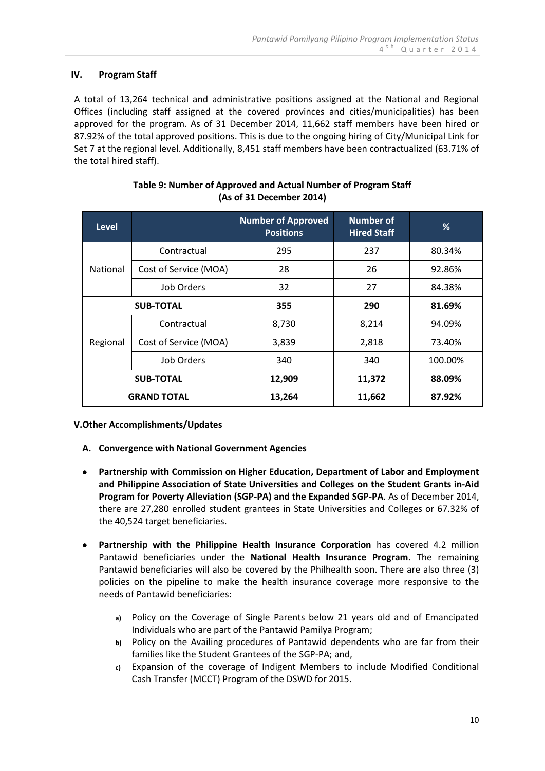## IV. Program Staff

A total of 13,264 technical and administrative positions assigned at the National and Regional Offices (including staff assigned at the covered provinces and cities/municipalities) has been approved for the program. As of 31 December 2014, 11,662 staff members have been hired or 87.92% of the total approved positions. This is due to the ongoing hiring of City/Municipal Link for Set 7 at the regional level. Additionally, 8,451 staff members have been contractualized (63.71% of the total hired staff).

**Table 9: Number of Approved and Actual Number of Program Staff (As of 31 December 2014)**

| Level | | Number of Approved Positions | Number of Hired Staff | % |
|---|---|---|---|---|
| National | Contractual | 295 | 237 | 80.34% |
| | Cost of Service (MOA) | 28 | 26 | 92.86% |
| | Job Orders | 32 | 27 | 84.38% |
| **SUB-TOTAL** | | **355** | **290** | **81.69%** |
| Regional | Contractual | 8,730 | 8,214 | 94.09% |
| | Cost of Service (MOA) | 3,839 | 2,818 | 73.40% |
| | Job Orders | 340 | 340 | 100.00% |
| **SUB-TOTAL** | | **12,909** | **11,372** | **88.09%** |
| **GRAND TOTAL** | | **13,264** | **11,662** | **87.92%** |

## V. Other Accomplishments/Updates

### A. Convergence with National Government Agencies

- **Partnership with Commission on Higher Education, Department of Labor and Employment and Philippine Association of State Universities and Colleges on the Student Grants in-Aid Program for Poverty Alleviation (SGP-PA) and the Expanded SGP-PA**. As of December 2014, there are 27,280 enrolled student grantees in State Universities and Colleges or 67.32% of the 40,524 target beneficiaries.

- **Partnership with the Philippine Health Insurance Corporation** has covered 4.2 million Pantawid beneficiaries under the **National Health Insurance Program.** The remaining Pantawid beneficiaries will also be covered by the Philhealth soon. There are also three (3) policies on the pipeline to make the health insurance coverage more responsive to the needs of Pantawid beneficiaries:

  a) Policy on the Coverage of Single Parents below 21 years old and of Emancipated Individuals who are part of the Pantawid Pamilya Program;
  b) Policy on the Availing procedures of Pantawid dependents who are far from their families like the Student Grantees of the SGP-PA; and,
  c) Expansion of the coverage of Indigent Members to include Modified Conditional Cash Transfer (MCCT) Program of the DSWD for 2015.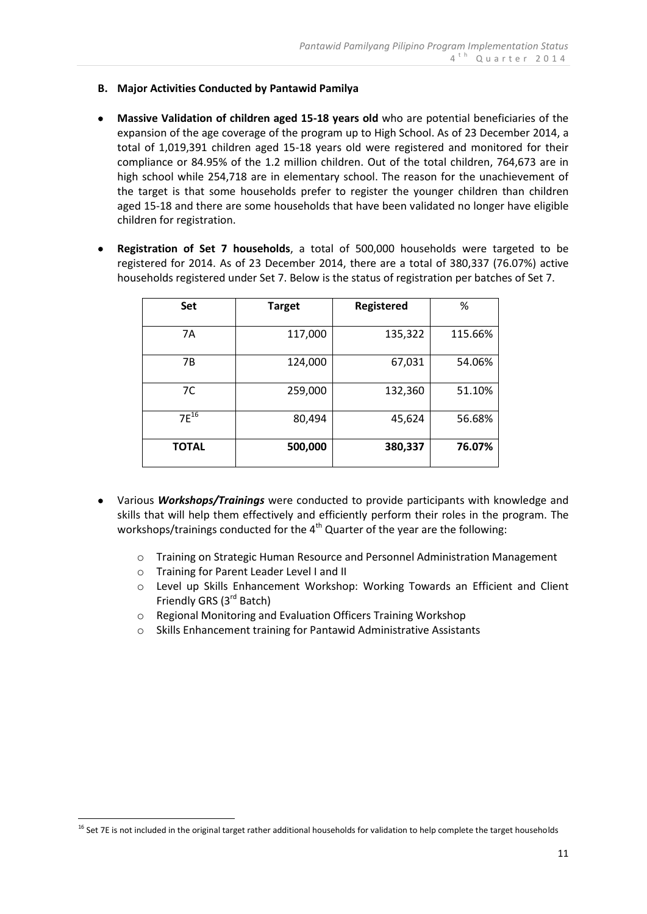### B. Major Activities Conducted by Pantawid Pamilya

- **Massive Validation of children aged 15-18 years old** who are potential beneficiaries of the expansion of the age coverage of the program up to High School. As of 23 December 2014, a total of 1,019,391 children aged 15-18 years old were registered and monitored for their compliance or 84.95% of the 1.2 million children. Out of the total children, 764,673 are in high school while 254,718 are in elementary school. The reason for the unachievement of the target is that some households prefer to register the younger children than children aged 15-18 and there are some households that have been validated no longer have eligible children for registration.

- **Registration of Set 7 households**, a total of 500,000 households were targeted to be registered for 2014. As of 23 December 2014, there are a total of 380,337 (76.07%) active households registered under Set 7. Below is the status of registration per batches of Set 7.

| Set | Target | Registered | % |
|---|---|---|---|
| 7A | 117,000 | 135,322 | 115.66% |
| 7B | 124,000 | 67,031 | 54.06% |
| 7C | 259,000 | 132,360 | 51.10% |
| 7E[16] | 80,494 | 45,624 | 56.68% |
| **TOTAL** | **500,000** | **380,337** | **76.07%** |

- Various ***Workshops/Trainings*** were conducted to provide participants with knowledge and skills that will help them effectively and efficiently perform their roles in the program. The workshops/trainings conducted for the 4th Quarter of the year are the following:
  - Training on Strategic Human Resource and Personnel Administration Management
  - Training for Parent Leader Level I and II
  - Level up Skills Enhancement Workshop: Working Towards an Efficient and Client Friendly GRS (3rd Batch)
  - Regional Monitoring and Evaluation Officers Training Workshop
  - Skills Enhancement training for Pantawid Administrative Assistants

[16] Set 7E is not included in the original target rather additional households for validation to help complete the target households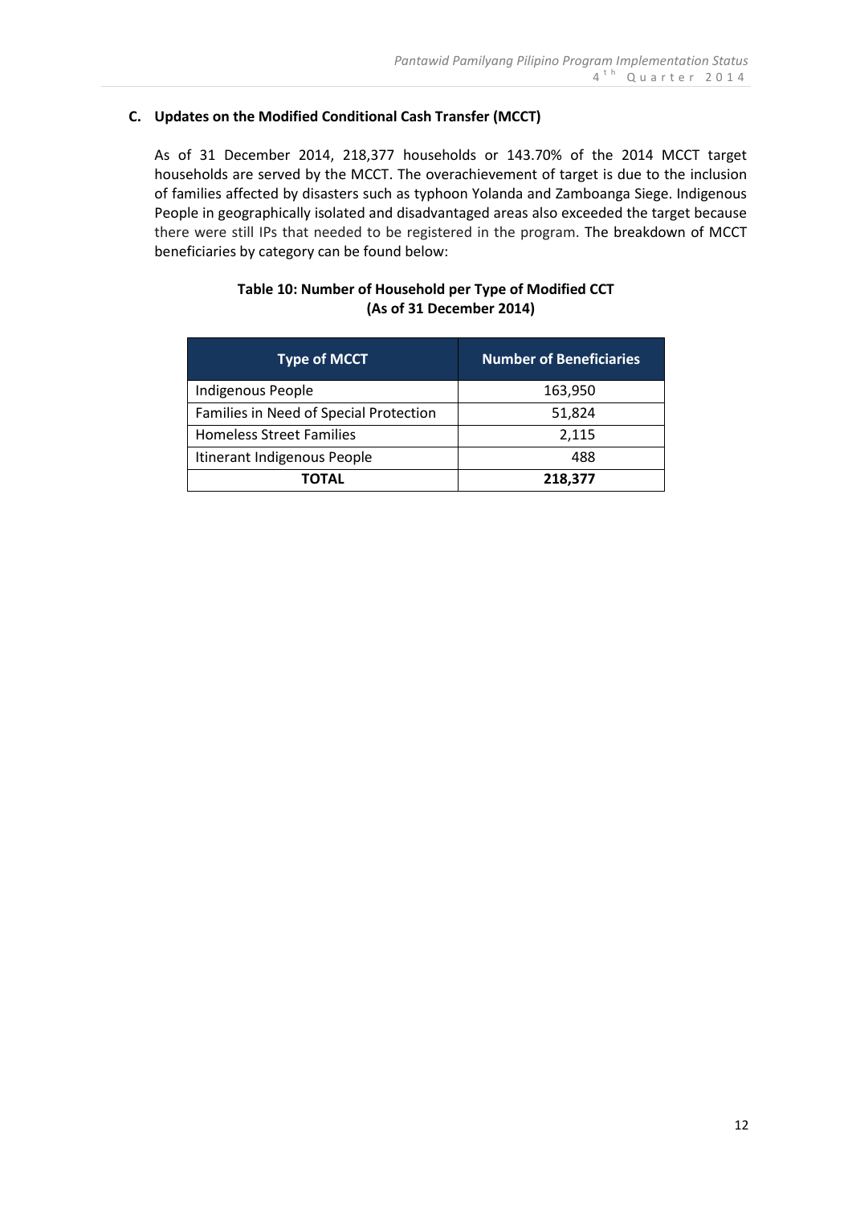### C. Updates on the Modified Conditional Cash Transfer (MCCT)

As of 31 December 2014, 218,377 households or 143.70% of the 2014 MCCT target households are served by the MCCT. The overachievement of target is due to the inclusion of families affected by disasters such as typhoon Yolanda and Zamboanga Siege. Indigenous People in geographically isolated and disadvantaged areas also exceeded the target because there were still IPs that needed to be registered in the program. The breakdown of MCCT beneficiaries by category can be found below:

**Table 10: Number of Household per Type of Modified CCT (As of 31 December 2014)**

| Type of MCCT | Number of Beneficiaries |
|---|---|
| Indigenous People | 163,950 |
| Families in Need of Special Protection | 51,824 |
| Homeless Street Families | 2,115 |
| Itinerant Indigenous People | 488 |
| **TOTAL** | **218,377** |